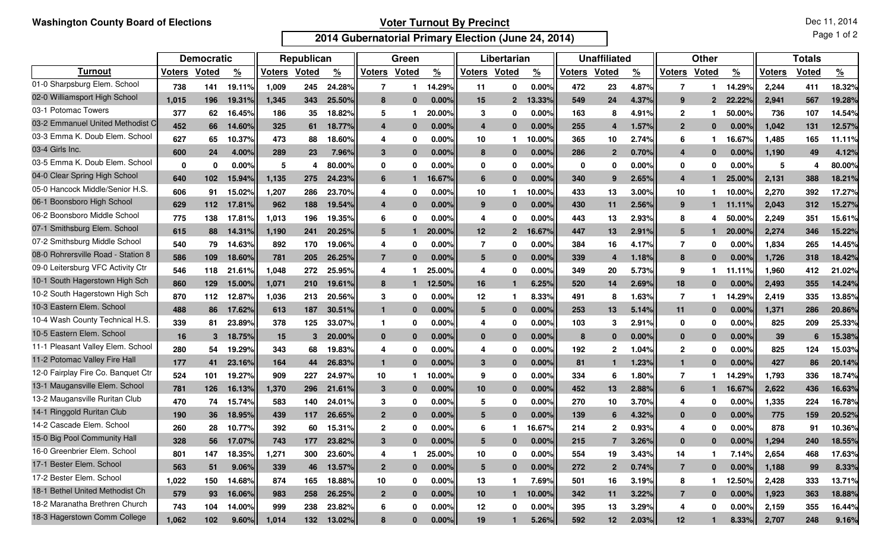Washington County Board of Elections

## Voter Turnout By Precinct

### 2014 Gubernatorial Primary Election (June 24, 2014)

Dec 11, 2014

| | Democratic | | | Republican | | | Green | | | Libertarian | | | Unaffiliated | | | Other | | | Totals | | |
|---|---|---|---|---|---|---|---|---|---|---|---|---|---|---|---|---|---|---|---|---|---|
| **Turnout** | **Voters** | **Voted** | **%** | **Voters** | **Voted** | **%** | **Voters** | **Voted** | **%** | **Voters** | **Voted** | **%** | **Voters** | **Voted** | **%** | **Voters** | **Voted** | **%** | **Voters** | **Voted** | **%** |
| 01-0 Sharpsburg Elem. School | 738 | 141 | 19.11% | 1,009 | 245 | 24.28% | 7 | 1 | 14.29% | 11 | 0 | 0.00% | 472 | 23 | 4.87% | 7 | 1 | 14.29% | 2,244 | 411 | 18.32% |
| 02-0 Williamsport High School | 1,015 | 196 | 19.31% | 1,345 | 343 | 25.50% | 8 | 0 | 0.00% | 15 | 2 | 13.33% | 549 | 24 | 4.37% | 9 | 2 | 22.22% | 2,941 | 567 | 19.28% |
| 03-1 Potomac Towers | 377 | 62 | 16.45% | 186 | 35 | 18.82% | 5 | 1 | 20.00% | 3 | 0 | 0.00% | 163 | 8 | 4.91% | 2 | 1 | 50.00% | 736 | 107 | 14.54% |
| 03-2 Emmanuel United Methodist C | 452 | 66 | 14.60% | 325 | 61 | 18.77% | 4 | 0 | 0.00% | 4 | 0 | 0.00% | 255 | 4 | 1.57% | 2 | 0 | 0.00% | 1,042 | 131 | 12.57% |
| 03-3 Emma K. Doub Elem. School | 627 | 65 | 10.37% | 473 | 88 | 18.60% | 4 | 0 | 0.00% | 10 | 1 | 10.00% | 365 | 10 | 2.74% | 6 | 1 | 16.67% | 1,485 | 165 | 11.11% |
| 03-4 Girls Inc. | 600 | 24 | 4.00% | 289 | 23 | 7.96% | 3 | 0 | 0.00% | 8 | 0 | 0.00% | 286 | 2 | 0.70% | 4 | 0 | 0.00% | 1,190 | 49 | 4.12% |
| 03-5 Emma K. Doub Elem. School | 0 | 0 | 0.00% | 5 | 4 | 80.00% | 0 | 0 | 0.00% | 0 | 0 | 0.00% | 0 | 0 | 0.00% | 0 | 0 | 0.00% | 5 | 4 | 80.00% |
| 04-0 Clear Spring High School | 640 | 102 | 15.94% | 1,135 | 275 | 24.23% | 6 | 1 | 16.67% | 6 | 0 | 0.00% | 340 | 9 | 2.65% | 4 | 1 | 25.00% | 2,131 | 388 | 18.21% |
| 05-0 Hancock Middle/Senior H.S. | 606 | 91 | 15.02% | 1,207 | 286 | 23.70% | 4 | 0 | 0.00% | 10 | 1 | 10.00% | 433 | 13 | 3.00% | 10 | 1 | 10.00% | 2,270 | 392 | 17.27% |
| 06-1 Boonsboro High School | 629 | 112 | 17.81% | 962 | 188 | 19.54% | 4 | 0 | 0.00% | 9 | 0 | 0.00% | 430 | 11 | 2.56% | 9 | 1 | 11.11% | 2,043 | 312 | 15.27% |
| 06-2 Boonsboro Middle School | 775 | 138 | 17.81% | 1,013 | 196 | 19.35% | 6 | 0 | 0.00% | 4 | 0 | 0.00% | 443 | 13 | 2.93% | 8 | 4 | 50.00% | 2,249 | 351 | 15.61% |
| 07-1 Smithsburg Elem. School | 615 | 88 | 14.31% | 1,190 | 241 | 20.25% | 5 | 1 | 20.00% | 12 | 2 | 16.67% | 447 | 13 | 2.91% | 5 | 1 | 20.00% | 2,274 | 346 | 15.22% |
| 07-2 Smithsburg Middle School | 540 | 79 | 14.63% | 892 | 170 | 19.06% | 4 | 0 | 0.00% | 7 | 0 | 0.00% | 384 | 16 | 4.17% | 7 | 0 | 0.00% | 1,834 | 265 | 14.45% |
| 08-0 Rohrersville Road - Station 8 | 586 | 109 | 18.60% | 781 | 205 | 26.25% | 7 | 0 | 0.00% | 5 | 0 | 0.00% | 339 | 4 | 1.18% | 8 | 0 | 0.00% | 1,726 | 318 | 18.42% |
| 09-0 Leitersburg VFC Activity Ctr | 546 | 118 | 21.61% | 1,048 | 272 | 25.95% | 4 | 1 | 25.00% | 4 | 0 | 0.00% | 349 | 20 | 5.73% | 9 | 1 | 11.11% | 1,960 | 412 | 21.02% |
| 10-1 South Hagerstown High Sch | 860 | 129 | 15.00% | 1,071 | 210 | 19.61% | 8 | 1 | 12.50% | 16 | 1 | 6.25% | 520 | 14 | 2.69% | 18 | 0 | 0.00% | 2,493 | 355 | 14.24% |
| 10-2 South Hagerstown High Sch | 870 | 112 | 12.87% | 1,036 | 213 | 20.56% | 3 | 0 | 0.00% | 12 | 1 | 8.33% | 491 | 8 | 1.63% | 7 | 1 | 14.29% | 2,419 | 335 | 13.85% |
| 10-3 Eastern Elem. School | 488 | 86 | 17.62% | 613 | 187 | 30.51% | 1 | 0 | 0.00% | 5 | 0 | 0.00% | 253 | 13 | 5.14% | 11 | 0 | 0.00% | 1,371 | 286 | 20.86% |
| 10-4 Wash County Technical H.S. | 339 | 81 | 23.89% | 378 | 125 | 33.07% | 1 | 0 | 0.00% | 4 | 0 | 0.00% | 103 | 3 | 2.91% | 0 | 0 | 0.00% | 825 | 209 | 25.33% |
| 10-5 Eastern Elem. School | 16 | 3 | 18.75% | 15 | 3 | 20.00% | 0 | 0 | 0.00% | 0 | 0 | 0.00% | 8 | 0 | 0.00% | 0 | 0 | 0.00% | 39 | 6 | 15.38% |
| 11-1 Pleasant Valley Elem. School | 280 | 54 | 19.29% | 343 | 68 | 19.83% | 4 | 0 | 0.00% | 4 | 0 | 0.00% | 192 | 2 | 1.04% | 2 | 0 | 0.00% | 825 | 124 | 15.03% |
| 11-2 Potomac Valley Fire Hall | 177 | 41 | 23.16% | 164 | 44 | 26.83% | 1 | 0 | 0.00% | 3 | 0 | 0.00% | 81 | 1 | 1.23% | 1 | 0 | 0.00% | 427 | 86 | 20.14% |
| 12-0 Fairplay Fire Co. Banquet Ctr | 524 | 101 | 19.27% | 909 | 227 | 24.97% | 10 | 1 | 10.00% | 9 | 0 | 0.00% | 334 | 6 | 1.80% | 7 | 1 | 14.29% | 1,793 | 336 | 18.74% |
| 13-1 Maugansville Elem. School | 781 | 126 | 16.13% | 1,370 | 296 | 21.61% | 3 | 0 | 0.00% | 10 | 0 | 0.00% | 452 | 13 | 2.88% | 6 | 1 | 16.67% | 2,622 | 436 | 16.63% |
| 13-2 Maugansville Ruritan Club | 470 | 74 | 15.74% | 583 | 140 | 24.01% | 3 | 0 | 0.00% | 5 | 0 | 0.00% | 270 | 10 | 3.70% | 4 | 0 | 0.00% | 1,335 | 224 | 16.78% |
| 14-1 Ringgold Ruritan Club | 190 | 36 | 18.95% | 439 | 117 | 26.65% | 2 | 0 | 0.00% | 5 | 0 | 0.00% | 139 | 6 | 4.32% | 0 | 0 | 0.00% | 775 | 159 | 20.52% |
| 14-2 Cascade Elem. School | 260 | 28 | 10.77% | 392 | 60 | 15.31% | 2 | 0 | 0.00% | 6 | 1 | 16.67% | 214 | 2 | 0.93% | 4 | 0 | 0.00% | 878 | 91 | 10.36% |
| 15-0 Big Pool Community Hall | 328 | 56 | 17.07% | 743 | 177 | 23.82% | 3 | 0 | 0.00% | 5 | 0 | 0.00% | 215 | 7 | 3.26% | 0 | 0 | 0.00% | 1,294 | 240 | 18.55% |
| 16-0 Greenbrier Elem. School | 801 | 147 | 18.35% | 1,271 | 300 | 23.60% | 4 | 1 | 25.00% | 10 | 0 | 0.00% | 554 | 19 | 3.43% | 14 | 1 | 7.14% | 2,654 | 468 | 17.63% |
| 17-1 Bester Elem. School | 563 | 51 | 9.06% | 339 | 46 | 13.57% | 2 | 0 | 0.00% | 5 | 0 | 0.00% | 272 | 2 | 0.74% | 7 | 0 | 0.00% | 1,188 | 99 | 8.33% |
| 17-2 Bester Elem. School | 1,022 | 150 | 14.68% | 874 | 165 | 18.88% | 10 | 0 | 0.00% | 13 | 1 | 7.69% | 501 | 16 | 3.19% | 8 | 1 | 12.50% | 2,428 | 333 | 13.71% |
| 18-1 Bethel United Methodist Ch | 579 | 93 | 16.06% | 983 | 258 | 26.25% | 2 | 0 | 0.00% | 10 | 1 | 10.00% | 342 | 11 | 3.22% | 7 | 0 | 0.00% | 1,923 | 363 | 18.88% |
| 18-2 Maranatha Brethren Church | 743 | 104 | 14.00% | 999 | 238 | 23.82% | 6 | 0 | 0.00% | 12 | 0 | 0.00% | 395 | 13 | 3.29% | 4 | 0 | 0.00% | 2,159 | 355 | 16.44% |
| 18-3 Hagerstown Comm College | 1,062 | 102 | 9.60% | 1,014 | 132 | 13.02% | 8 | 0 | 0.00% | 19 | 1 | 5.26% | 592 | 12 | 2.03% | 12 | 1 | 8.33% | 2,707 | 248 | 9.16% |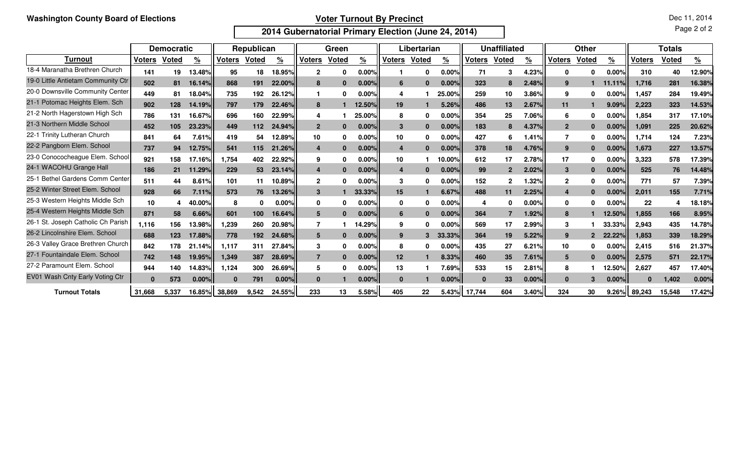**Washington County Board of Elections**

## Voter Turnout By Precinct

### 2014 Gubernatorial Primary Election (June 24, 2014)

| | Democratic | | | Republican | | | Green | | | Libertarian | | | Unaffiliated | | | Other | | | Totals | | |
|---|---|---|---|---|---|---|---|---|---|---|---|---|---|---|---|---|---|---|---|---|---|
| **Turnout** | **Voters** | **Voted** | **%** | **Voters** | **Voted** | **%** | **Voters** | **Voted** | **%** | **Voters** | **Voted** | **%** | **Voters** | **Voted** | **%** | **Voters** | **Voted** | **%** | **Voters** | **Voted** | **%** |
| 18-4 Maranatha Brethren Church | 141 | 19 | 13.48% | 95 | 18 | 18.95% | 2 | 0 | 0.00% | 1 | 0 | 0.00% | 71 | 3 | 4.23% | 0 | 0 | 0.00% | 310 | 40 | 12.90% |
| 19-0 Little Antietam Community Ctr | 502 | 81 | 16.14% | 868 | 191 | 22.00% | 8 | 0 | 0.00% | 6 | 0 | 0.00% | 323 | 8 | 2.48% | 9 | 1 | 11.11% | 1,716 | 281 | 16.38% |
| 20-0 Downsville Community Center | 449 | 81 | 18.04% | 735 | 192 | 26.12% | 1 | 0 | 0.00% | 4 | 1 | 25.00% | 259 | 10 | 3.86% | 9 | 0 | 0.00% | 1,457 | 284 | 19.49% |
| 21-1 Potomac Heights Elem. Sch | 902 | 128 | 14.19% | 797 | 179 | 22.46% | 8 | 1 | 12.50% | 19 | 1 | 5.26% | 486 | 13 | 2.67% | 11 | 1 | 9.09% | 2,223 | 323 | 14.53% |
| 21-2 North Hagerstown High Sch | 786 | 131 | 16.67% | 696 | 160 | 22.99% | 4 | 1 | 25.00% | 8 | 0 | 0.00% | 354 | 25 | 7.06% | 6 | 0 | 0.00% | 1,854 | 317 | 17.10% |
| 21-3 Northern Middle School | 452 | 105 | 23.23% | 449 | 112 | 24.94% | 2 | 0 | 0.00% | 3 | 0 | 0.00% | 183 | 8 | 4.37% | 2 | 0 | 0.00% | 1,091 | 225 | 20.62% |
| 22-1 Trinity Lutheran Church | 841 | 64 | 7.61% | 419 | 54 | 12.89% | 10 | 0 | 0.00% | 10 | 0 | 0.00% | 427 | 6 | 1.41% | 7 | 0 | 0.00% | 1,714 | 124 | 7.23% |
| 22-2 Pangborn Elem. School | 737 | 94 | 12.75% | 541 | 115 | 21.26% | 4 | 0 | 0.00% | 4 | 0 | 0.00% | 378 | 18 | 4.76% | 9 | 0 | 0.00% | 1,673 | 227 | 13.57% |
| 23-0 Conococheague Elem. School | 921 | 158 | 17.16% | 1,754 | 402 | 22.92% | 9 | 0 | 0.00% | 10 | 1 | 10.00% | 612 | 17 | 2.78% | 17 | 0 | 0.00% | 3,323 | 578 | 17.39% |
| 24-1 WACOHU Grange Hall | 186 | 21 | 11.29% | 229 | 53 | 23.14% | 4 | 0 | 0.00% | 4 | 0 | 0.00% | 99 | 2 | 2.02% | 3 | 0 | 0.00% | 525 | 76 | 14.48% |
| 25-1 Bethel Gardens Comm Center | 511 | 44 | 8.61% | 101 | 11 | 10.89% | 2 | 0 | 0.00% | 3 | 0 | 0.00% | 152 | 2 | 1.32% | 2 | 0 | 0.00% | 771 | 57 | 7.39% |
| 25-2 Winter Street Elem. School | 928 | 66 | 7.11% | 573 | 76 | 13.26% | 3 | 1 | 33.33% | 15 | 1 | 6.67% | 488 | 11 | 2.25% | 4 | 0 | 0.00% | 2,011 | 155 | 7.71% |
| 25-3 Western Heights Middle Sch | 10 | 4 | 40.00% | 8 | 0 | 0.00% | 0 | 0 | 0.00% | 0 | 0 | 0.00% | 4 | 0 | 0.00% | 0 | 0 | 0.00% | 22 | 4 | 18.18% |
| 25-4 Western Heights Middle Sch | 871 | 58 | 6.66% | 601 | 100 | 16.64% | 5 | 0 | 0.00% | 6 | 0 | 0.00% | 364 | 7 | 1.92% | 8 | 1 | 12.50% | 1,855 | 166 | 8.95% |
| 26-1 St. Joseph Catholic Ch Parish | 1,116 | 156 | 13.98% | 1,239 | 260 | 20.98% | 7 | 1 | 14.29% | 9 | 0 | 0.00% | 569 | 17 | 2.99% | 3 | 1 | 33.33% | 2,943 | 435 | 14.78% |
| 26-2 Lincolnshire Elem. School | 688 | 123 | 17.88% | 778 | 192 | 24.68% | 5 | 0 | 0.00% | 9 | 3 | 33.33% | 364 | 19 | 5.22% | 9 | 2 | 22.22% | 1,853 | 339 | 18.29% |
| 26-3 Valley Grace Brethren Church | 842 | 178 | 21.14% | 1,117 | 311 | 27.84% | 3 | 0 | 0.00% | 8 | 0 | 0.00% | 435 | 27 | 6.21% | 10 | 0 | 0.00% | 2,415 | 516 | 21.37% |
| 27-1 Fountaindale Elem. School | 742 | 148 | 19.95% | 1,349 | 387 | 28.69% | 7 | 0 | 0.00% | 12 | 1 | 8.33% | 460 | 35 | 7.61% | 5 | 0 | 0.00% | 2,575 | 571 | 22.17% |
| 27-2 Paramount Elem. School | 944 | 140 | 14.83% | 1,124 | 300 | 26.69% | 5 | 0 | 0.00% | 13 | 1 | 7.69% | 533 | 15 | 2.81% | 8 | 1 | 12.50% | 2,627 | 457 | 17.40% |
| EV01 Wash Cnty Early Voting Ctr | 0 | 573 | 0.00% | 0 | 791 | 0.00% | 0 | 1 | 0.00% | 0 | 1 | 0.00% | 0 | 33 | 0.00% | 0 | 3 | 0.00% | 0 | 1,402 | 0.00% |
| **Turnout Totals** | 31,668 | 5,337 | 16.85% | 38,869 | 9,542 | 24.55% | 233 | 13 | 5.58% | 405 | 22 | 5.43% | 17,744 | 604 | 3.40% | 324 | 30 | 9.26% | 89,243 | 15,548 | 17.42% |